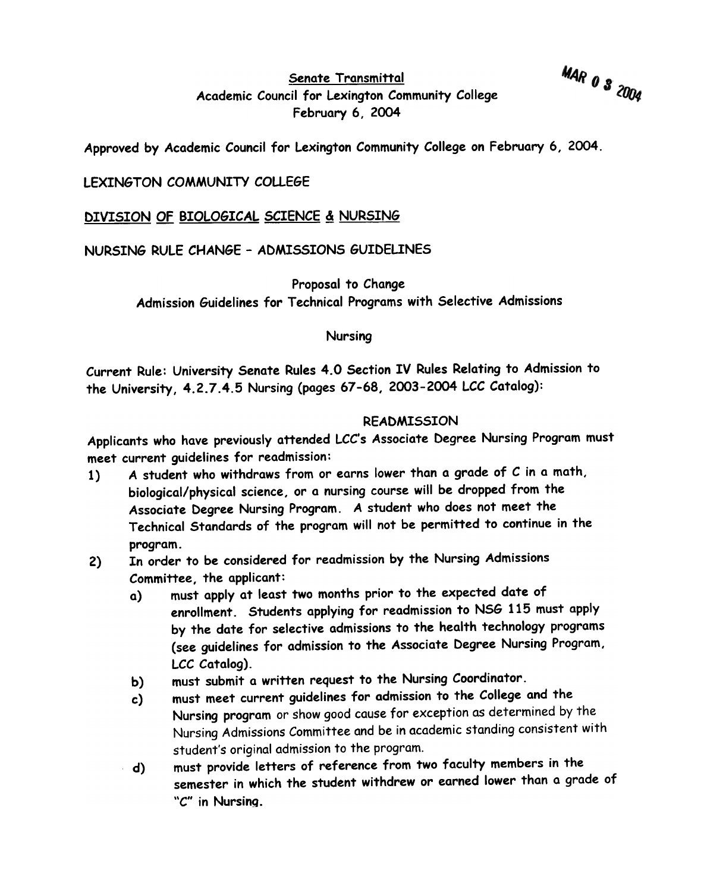MAR 0 3 2004

Senate Transmittal
Academic Council for Lexington Community College
February 6, 2004

Approved by Academic Council for Lexington Community College on February 6, 2004.

LEXINGTON COMMUNITY COLLEGE

DIVISION OF BIOLOGICAL SCIENCE & NURSING

NURSING RULE CHANGE – ADMISSIONS GUIDELINES

Proposal to Change
Admission Guidelines for Technical Programs with Selective Admissions

Nursing

Current Rule: University Senate Rules 4.0 Section IV Rules Relating to Admission to the University, 4.2.7.4.5 Nursing (pages 67-68, 2003-2004 LCC Catalog):

READMISSION

Applicants who have previously attended LCC's Associate Degree Nursing Program must meet current guidelines for readmission:

1) A student who withdraws from or earns lower than a grade of C in a math, biological/physical science, or a nursing course will be dropped from the Associate Degree Nursing Program. A student who does not meet the Technical Standards of the program will not be permitted to continue in the program.
2) In order to be considered for readmission by the Nursing Admissions Committee, the applicant:
   a) must apply at least two months prior to the expected date of enrollment. Students applying for readmission to NSG 115 must apply by the date for selective admissions to the health technology programs (see guidelines for admission to the Associate Degree Nursing Program, LCC Catalog).
   b) must submit a written request to the Nursing Coordinator.
   c) must meet current guidelines for admission to the College and the Nursing program or show good cause for exception as determined by the Nursing Admissions Committee and be in academic standing consistent with student's original admission to the program.
   d) must provide letters of reference from two faculty members in the semester in which the student withdrew or earned lower than a grade of "C" in Nursing.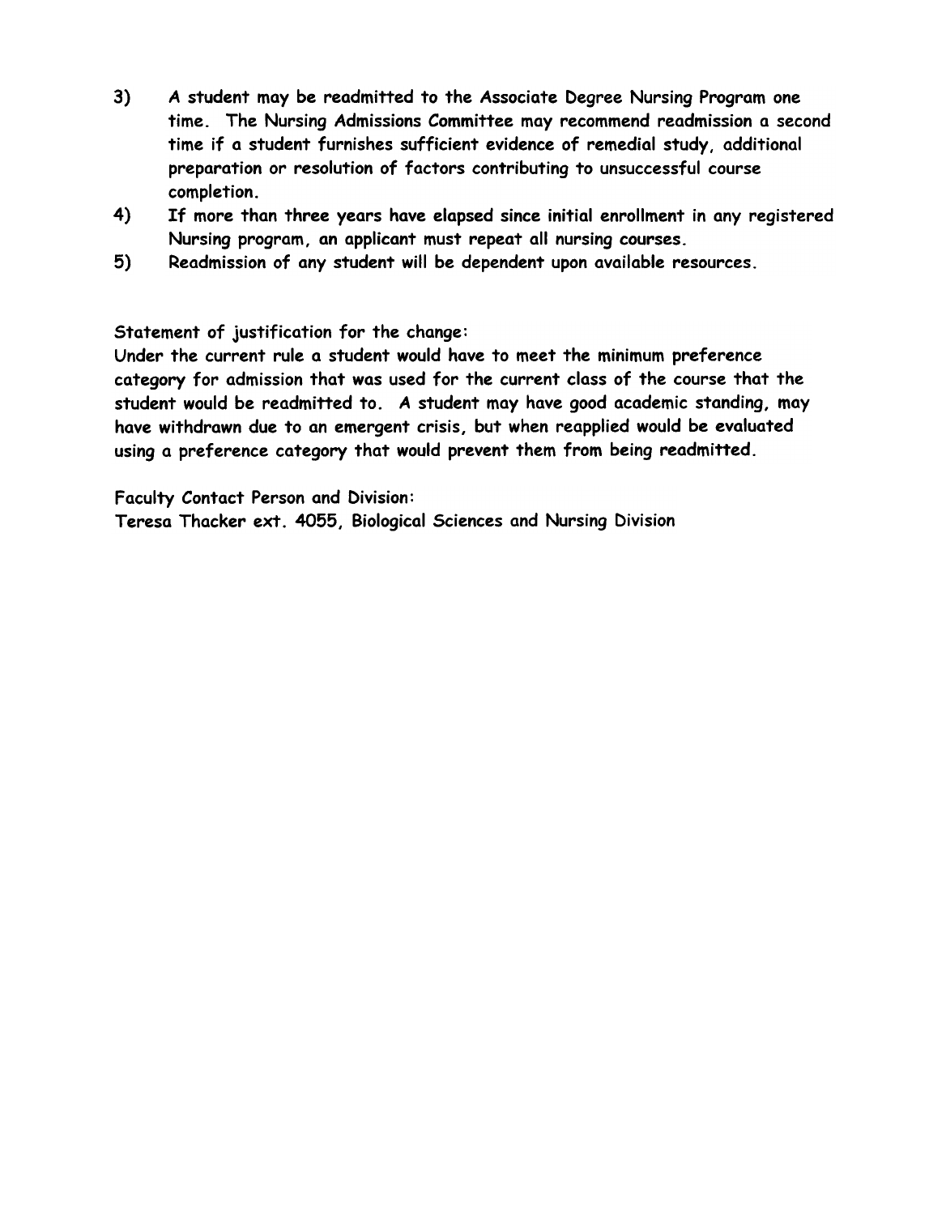3) A student may be readmitted to the Associate Degree Nursing Program one time. The Nursing Admissions Committee may recommend readmission a second time if a student furnishes sufficient evidence of remedial study, additional preparation or resolution of factors contributing to unsuccessful course completion.

4) If more than three years have elapsed since initial enrollment in any registered Nursing program, an applicant must repeat all nursing courses.

5) Readmission of any student will be dependent upon available resources.

Statement of justification for the change:
Under the current rule a student would have to meet the minimum preference category for admission that was used for the current class of the course that the student would be readmitted to. A student may have good academic standing, may have withdrawn due to an emergent crisis, but when reapplied would be evaluated using a preference category that would prevent them from being readmitted.

Faculty Contact Person and Division:
Teresa Thacker ext. 4055, Biological Sciences and Nursing Division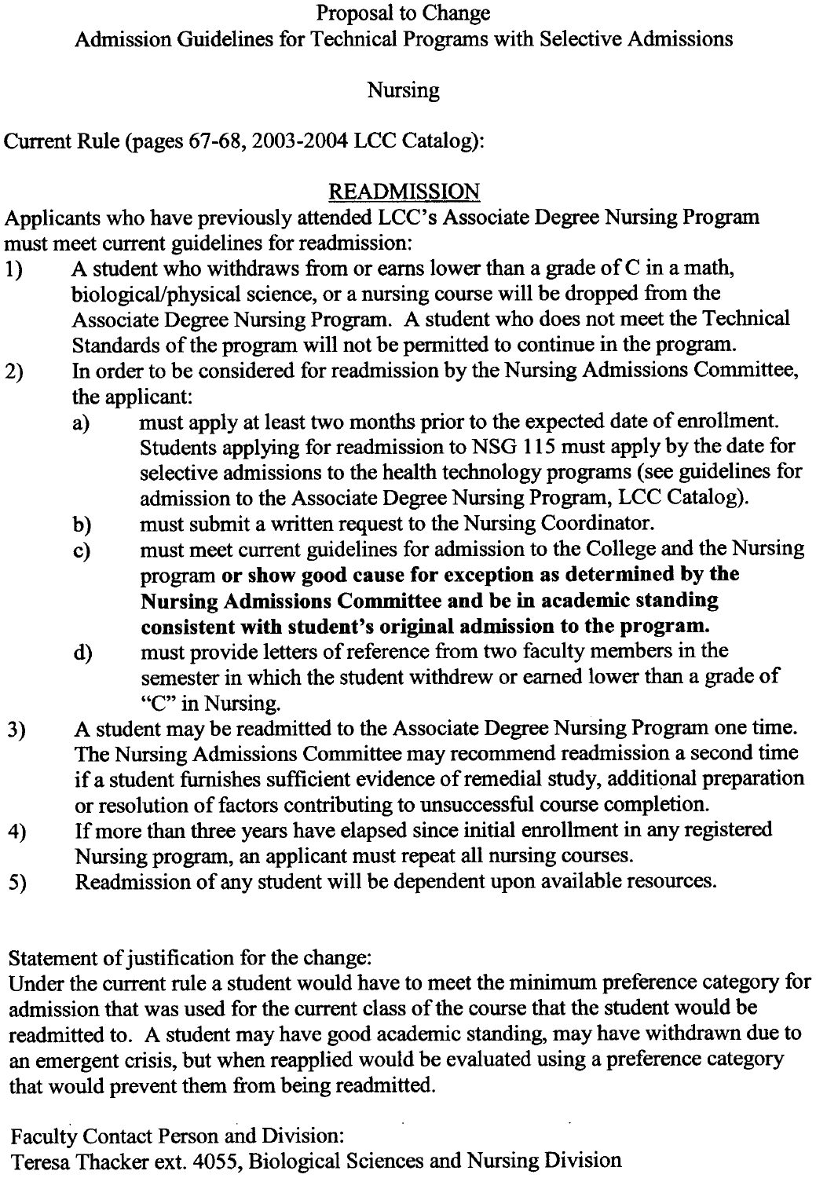Proposal to Change
Admission Guidelines for Technical Programs with Selective Admissions

Nursing

Current Rule (pages 67-68, 2003-2004 LCC Catalog):

## READMISSION

Applicants who have previously attended LCC's Associate Degree Nursing Program must meet current guidelines for readmission:

1) A student who withdraws from or earns lower than a grade of C in a math, biological/physical science, or a nursing course will be dropped from the Associate Degree Nursing Program. A student who does not meet the Technical Standards of the program will not be permitted to continue in the program.
2) In order to be considered for readmission by the Nursing Admissions Committee, the applicant:
   a) must apply at least two months prior to the expected date of enrollment. Students applying for readmission to NSG 115 must apply by the date for selective admissions to the health technology programs (see guidelines for admission to the Associate Degree Nursing Program, LCC Catalog).
   b) must submit a written request to the Nursing Coordinator.
   c) must meet current guidelines for admission to the College and the Nursing program **or show good cause for exception as determined by the Nursing Admissions Committee and be in academic standing consistent with student's original admission to the program.**
   d) must provide letters of reference from two faculty members in the semester in which the student withdrew or earned lower than a grade of "C" in Nursing.
3) A student may be readmitted to the Associate Degree Nursing Program one time. The Nursing Admissions Committee may recommend readmission a second time if a student furnishes sufficient evidence of remedial study, additional preparation or resolution of factors contributing to unsuccessful course completion.
4) If more than three years have elapsed since initial enrollment in any registered Nursing program, an applicant must repeat all nursing courses.
5) Readmission of any student will be dependent upon available resources.

Statement of justification for the change:
Under the current rule a student would have to meet the minimum preference category for admission that was used for the current class of the course that the student would be readmitted to. A student may have good academic standing, may have withdrawn due to an emergent crisis, but when reapplied would be evaluated using a preference category that would prevent them from being readmitted.

Faculty Contact Person and Division:
Teresa Thacker ext. 4055, Biological Sciences and Nursing Division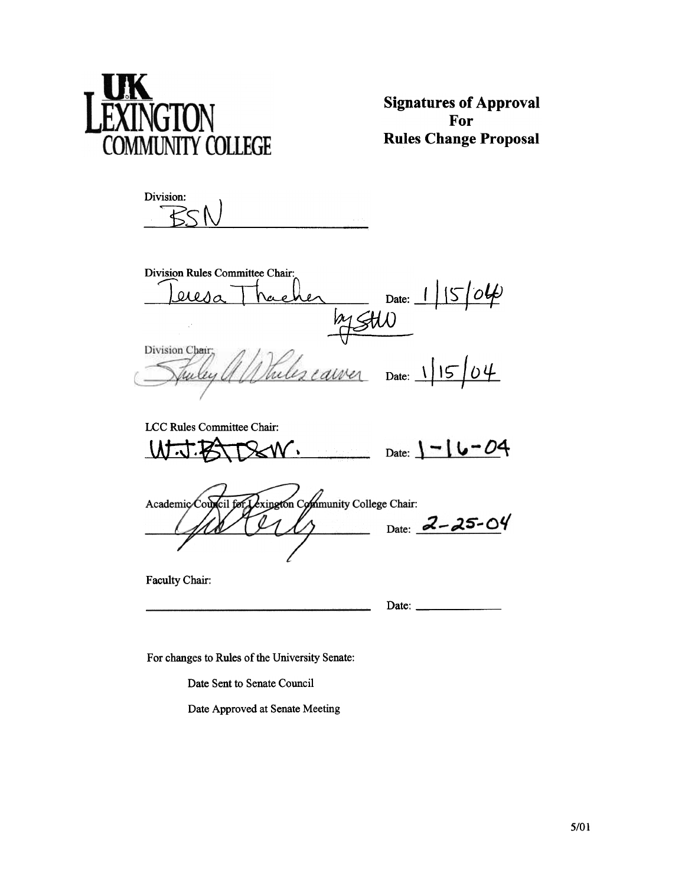UK LEXINGTON COMMUNITY COLLEGE

# Signatures of Approval For Rules Change Proposal

Division:
BSN

Division Rules Committee Chair:
Teresa Thacher by SHW Date: 1/15/04

Division Chair:
Shirley A. Whitescarver Date: 1/15/04

LCC Rules Committee Chair:
W.J. BATDW. Date: 1-16-04

Academic Council for Lexington Community College Chair:
Date: 2-25-04

Faculty Chair:
_________________________ Date: __________

For changes to Rules of the University Senate:

Date Sent to Senate Council

Date Approved at Senate Meeting

5/01